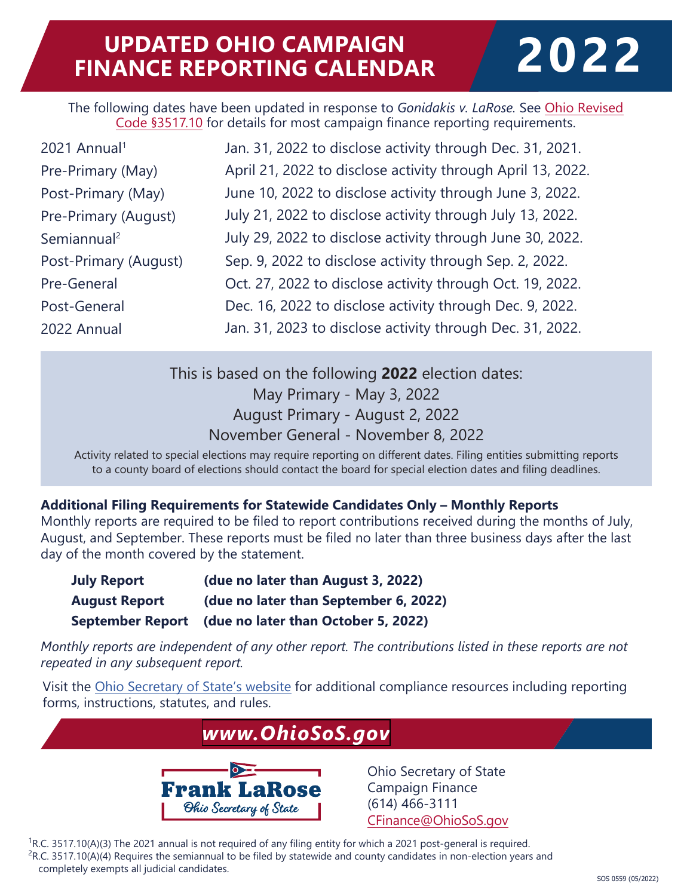# UPDATED OHIO CAMPAIGN FINANCE REPORTING CALENDAR 2022

The following dates have been updated in response to *Gonidakis v. LaRose.* See Ohio Revised Code §3517.10 for details for most campaign finance reporting requirements.

| | |
|---|---|
| 2021 Annual[1] | Jan. 31, 2022 to disclose activity through Dec. 31, 2021. |
| Pre-Primary (May) | April 21, 2022 to disclose activity through April 13, 2022. |
| Post-Primary (May) | June 10, 2022 to disclose activity through June 3, 2022. |
| Pre-Primary (August) | July 21, 2022 to disclose activity through July 13, 2022. |
| Semiannual[2] | July 29, 2022 to disclose activity through June 30, 2022. |
| Post-Primary (August) | Sep. 9, 2022 to disclose activity through Sep. 2, 2022. |
| Pre-General | Oct. 27, 2022 to disclose activity through Oct. 19, 2022. |
| Post-General | Dec. 16, 2022 to disclose activity through Dec. 9, 2022. |
| 2022 Annual | Jan. 31, 2023 to disclose activity through Dec. 31, 2022. |

This is based on the following **2022** election dates:

May Primary - May 3, 2022

August Primary - August 2, 2022

November General - November 8, 2022

Activity related to special elections may require reporting on different dates. Filing entities submitting reports to a county board of elections should contact the board for special election dates and filing deadlines.

**Additional Filing Requirements for Statewide Candidates Only – Monthly Reports**

Monthly reports are required to be filed to report contributions received during the months of July, August, and September. These reports must be filed no later than three business days after the last day of the month covered by the statement.

| | |
|---|---|
| **July Report** | **(due no later than August 3, 2022)** |
| **August Report** | **(due no later than September 6, 2022)** |
| **September Report** | **(due no later than October 5, 2022)** |

*Monthly reports are independent of any other report. The contributions listed in these reports are not repeated in any subsequent report.*

Visit the Ohio Secretary of State's website for additional compliance resources including reporting forms, instructions, statutes, and rules.

***www.OhioSoS.gov***

Frank LaRose
Ohio Secretary of State

Ohio Secretary of State
Campaign Finance
(614) 466-3111
CFinance@OhioSoS.gov

[1] R.C. 3517.10(A)(3) The 2021 annual is not required of any filing entity for which a 2021 post-general is required.

[2] R.C. 3517.10(A)(4) Requires the semiannual to be filed by statewide and county candidates in non-election years and completely exempts all judicial candidates.

SOS 0559 (05/2022)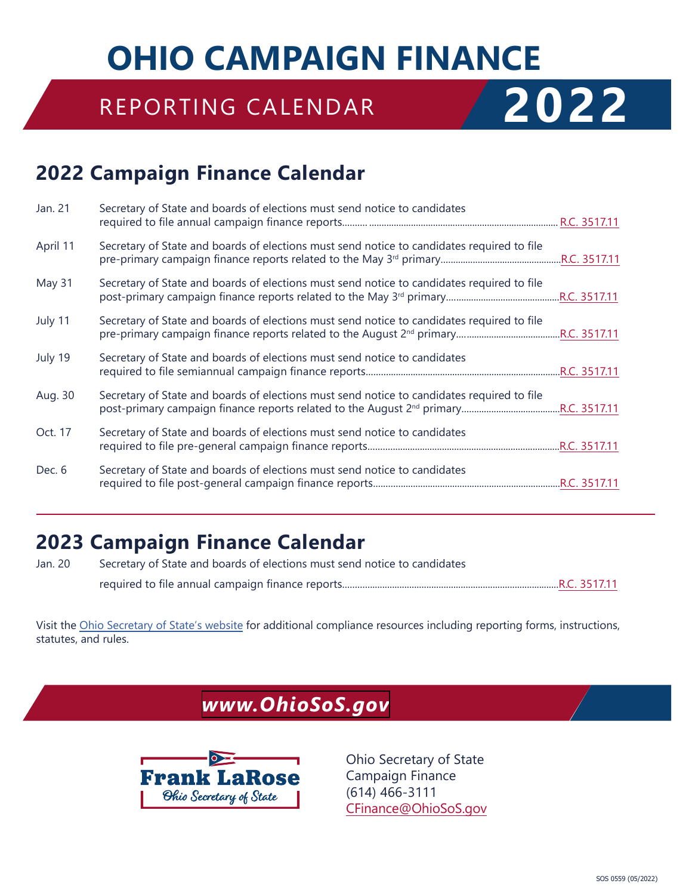# OHIO CAMPAIGN FINANCE

## REPORTING CALENDAR 2022

## 2022 Campaign Finance Calendar

| | | |
|---|---|---|
| Jan. 21 | Secretary of State and boards of elections must send notice to candidates required to file annual campaign finance reports | R.C. 3517.11 |
| April 11 | Secretary of State and boards of elections must send notice to candidates required to file pre-primary campaign finance reports related to the May 3rd primary | R.C. 3517.11 |
| May 31 | Secretary of State and boards of elections must send notice to candidates required to file post-primary campaign finance reports related to the May 3rd primary | R.C. 3517.11 |
| July 11 | Secretary of State and boards of elections must send notice to candidates required to file pre-primary campaign finance reports related to the August 2nd primary | R.C. 3517.11 |
| July 19 | Secretary of State and boards of elections must send notice to candidates required to file semiannual campaign finance reports | R.C. 3517.11 |
| Aug. 30 | Secretary of State and boards of elections must send notice to candidates required to file post-primary campaign finance reports related to the August 2nd primary | R.C. 3517.11 |
| Oct. 17 | Secretary of State and boards of elections must send notice to candidates required to file pre-general campaign finance reports | R.C. 3517.11 |
| Dec. 6 | Secretary of State and boards of elections must send notice to candidates required to file post-general campaign finance reports | R.C. 3517.11 |

## 2023 Campaign Finance Calendar

| | | |
|---|---|---|
| Jan. 20 | Secretary of State and boards of elections must send notice to candidates required to file annual campaign finance reports | R.C. 3517.11 |

Visit the Ohio Secretary of State's website for additional compliance resources including reporting forms, instructions, statutes, and rules.

***www.OhioSoS.gov***

Frank LaRose
Ohio Secretary of State

Ohio Secretary of State
Campaign Finance
(614) 466-3111
CFinance@OhioSoS.gov

SOS 0559 (05/2022)